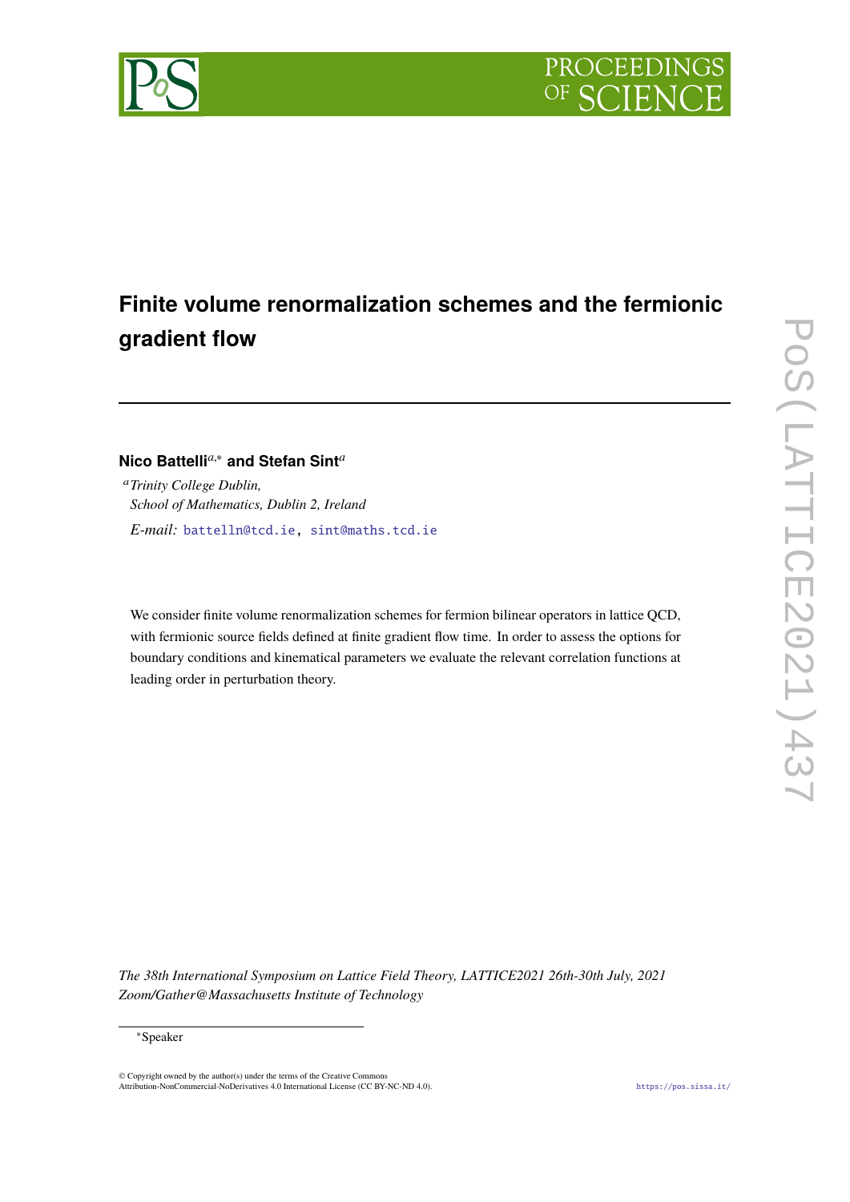# Finite volume renormalization schemes and the fermionic gradient flow

**Nico Battelli**[a,*] **and Stefan Sint**[a]

[a] *Trinity College Dublin, School of Mathematics, Dublin 2, Ireland*

*E-mail:* battelln@tcd.ie, sint@maths.tcd.ie

We consider finite volume renormalization schemes for fermion bilinear operators in lattice QCD, with fermionic source fields defined at finite gradient flow time. In order to assess the options for boundary conditions and kinematical parameters we evaluate the relevant correlation functions at leading order in perturbation theory.

*The 38th International Symposium on Lattice Field Theory, LATTICE2021 26th-30th July, 2021 Zoom/Gather@Massachusetts Institute of Technology*

[*] Speaker

© Copyright owned by the author(s) under the terms of the Creative Commons Attribution-NonCommercial-NoDerivatives 4.0 International License (CC BY-NC-ND 4.0).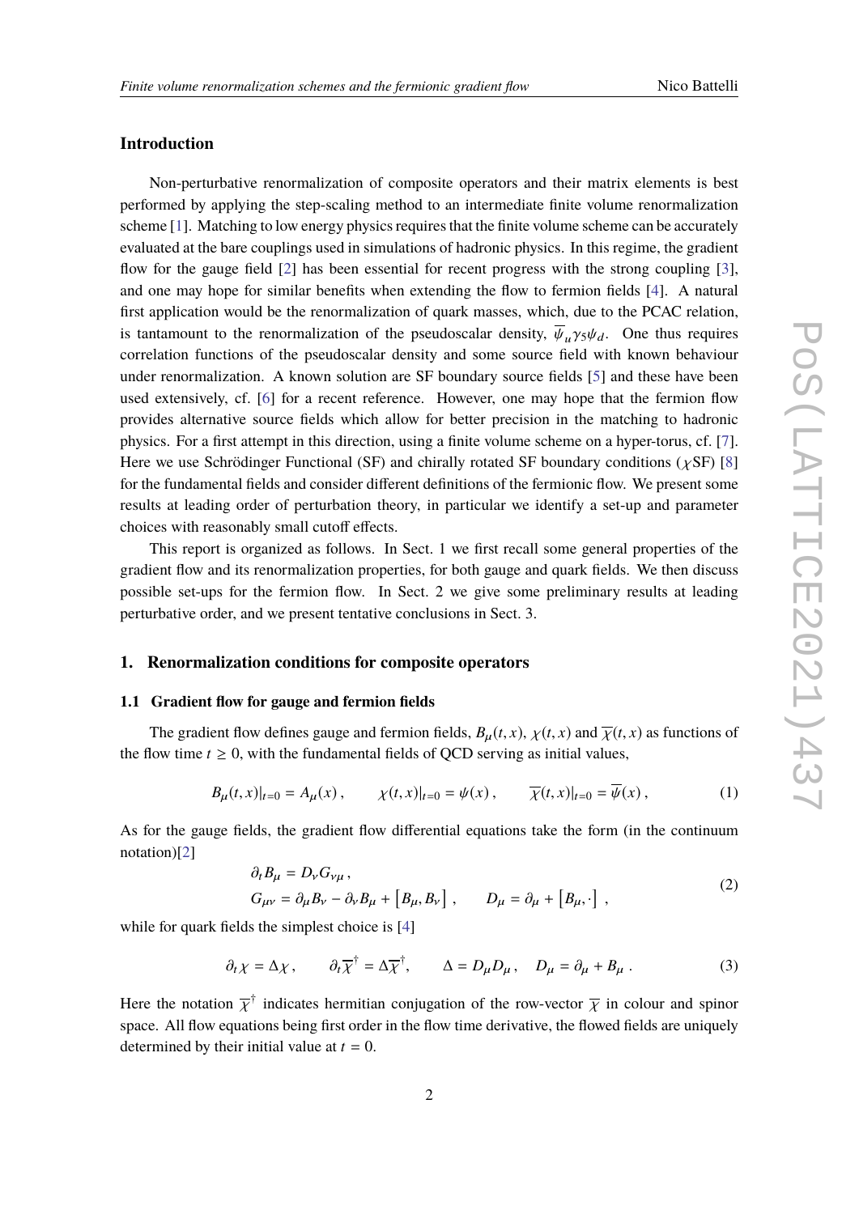## Introduction

Non-perturbative renormalization of composite operators and their matrix elements is best performed by applying the step-scaling method to an intermediate finite volume renormalization scheme [1]. Matching to low energy physics requires that the finite volume scheme can be accurately evaluated at the bare couplings used in simulations of hadronic physics. In this regime, the gradient flow for the gauge field [2] has been essential for recent progress with the strong coupling [3], and one may hope for similar benefits when extending the flow to fermion fields [4]. A natural first application would be the renormalization of quark masses, which, due to the PCAC relation, is tantamount to the renormalization of the pseudoscalar density, $\overline{\psi}_u \gamma_5 \psi_d$. One thus requires correlation functions of the pseudoscalar density and some source field with known behaviour under renormalization. A known solution are SF boundary source fields [5] and these have been used extensively, cf. [6] for a recent reference. However, one may hope that the fermion flow provides alternative source fields which allow for better precision in the matching to hadronic physics. For a first attempt in this direction, using a finite volume scheme on a hyper-torus, cf. [7]. Here we use Schrödinger Functional (SF) and chirally rotated SF boundary conditions ($\chi$SF) [8] for the fundamental fields and consider different definitions of the fermionic flow. We present some results at leading order of perturbation theory, in particular we identify a set-up and parameter choices with reasonably small cutoff effects.

This report is organized as follows. In Sect. 1 we first recall some general properties of the gradient flow and its renormalization properties, for both gauge and quark fields. We then discuss possible set-ups for the fermion flow. In Sect. 2 we give some preliminary results at leading perturbative order, and we present tentative conclusions in Sect. 3.

## 1. Renormalization conditions for composite operators

### 1.1 Gradient flow for gauge and fermion fields

The gradient flow defines gauge and fermion fields, $B_\mu(t,x)$, $\chi(t,x)$ and $\overline{\chi}(t,x)$ as functions of the flow time $t \geq 0$, with the fundamental fields of QCD serving as initial values,

$$B_\mu(t,x)|_{t=0} = A_\mu(x)\,, \qquad \chi(t,x)|_{t=0} = \psi(x)\,, \qquad \overline{\chi}(t,x)|_{t=0} = \overline{\psi}(x)\,, \tag{1}$$

As for the gauge fields, the gradient flow differential equations take the form (in the continuum notation)[2]

$$\begin{aligned} &\partial_t B_\mu = D_\nu G_{\nu\mu}\,, \\ &G_{\mu\nu} = \partial_\mu B_\nu - \partial_\nu B_\mu + \left[B_\mu, B_\nu\right]\,, \qquad D_\mu = \partial_\mu + \left[B_\mu, \cdot\right]\,, \end{aligned} \tag{2}$$

while for quark fields the simplest choice is [4]

$$\partial_t \chi = \Delta\chi\,, \qquad \partial_t \overline{\chi}^\dagger = \Delta\overline{\chi}^\dagger, \qquad \Delta = D_\mu D_\mu\,, \quad D_\mu = \partial_\mu + B_\mu\,. \tag{3}$$

Here the notation $\overline{\chi}^\dagger$ indicates hermitian conjugation of the row-vector $\overline{\chi}$ in colour and spinor space. All flow equations being first order in the flow time derivative, the flowed fields are uniquely determined by their initial value at $t = 0$.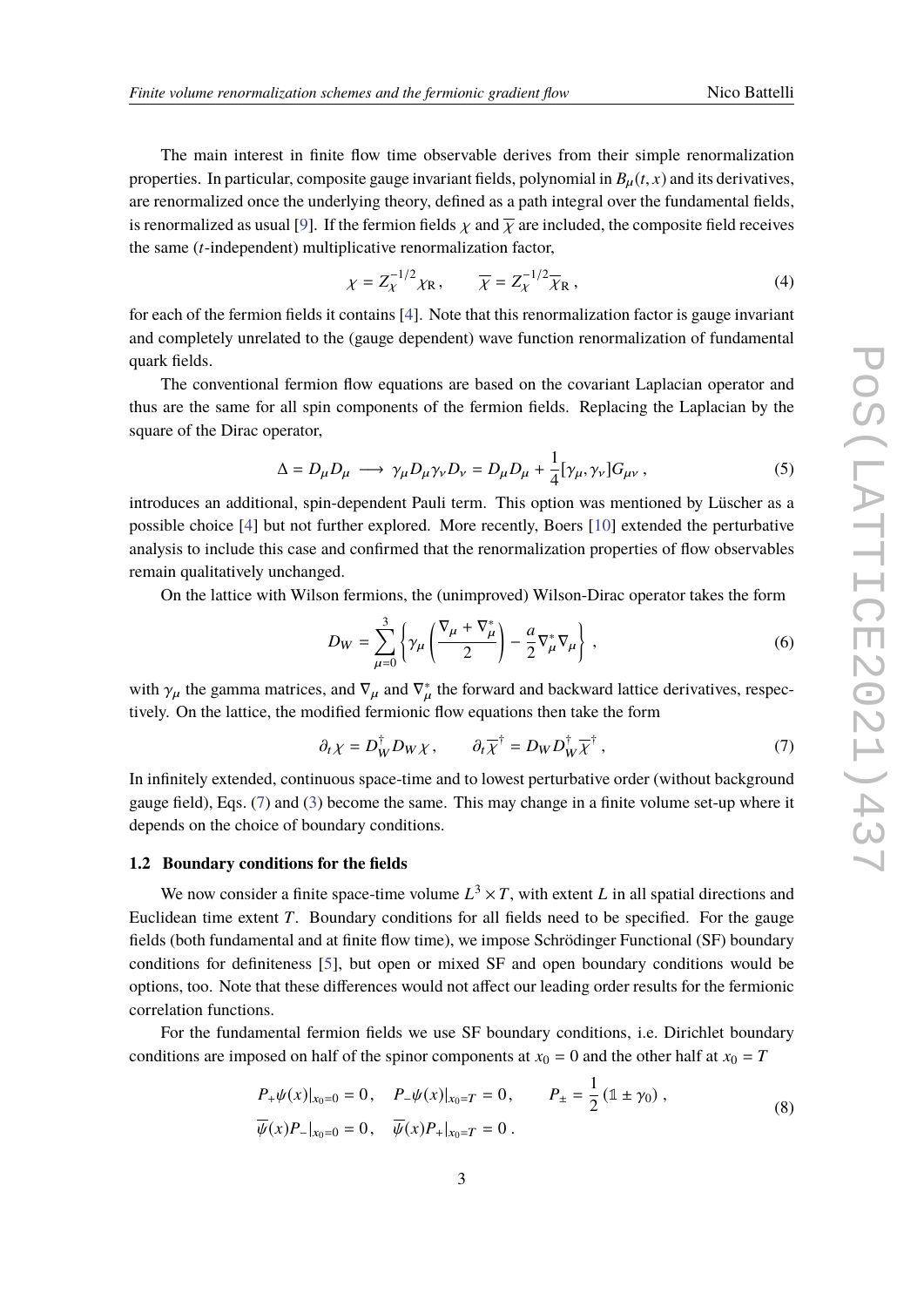The main interest in finite flow time observable derives from their simple renormalization properties. In particular, composite gauge invariant fields, polynomial in $B_\mu(t,x)$ and its derivatives, are renormalized once the underlying theory, defined as a path integral over the fundamental fields, is renormalized as usual [9]. If the fermion fields $\chi$ and $\overline{\chi}$ are included, the composite field receives the same ($t$-independent) multiplicative renormalization factor,

$$\chi = Z_\chi^{-1/2}\chi_{\rm R}\,, \qquad \overline{\chi} = Z_\chi^{-1/2}\overline{\chi}_{\rm R}\,, \tag{4}$$

for each of the fermion fields it contains [4]. Note that this renormalization factor is gauge invariant and completely unrelated to the (gauge dependent) wave function renormalization of fundamental quark fields.

The conventional fermion flow equations are based on the covariant Laplacian operator and thus are the same for all spin components of the fermion fields. Replacing the Laplacian by the square of the Dirac operator,

$$\Delta = D_\mu D_\mu \longrightarrow \gamma_\mu D_\mu \gamma_\nu D_\nu = D_\mu D_\mu + \frac{1}{4}[\gamma_\mu, \gamma_\nu] G_{\mu\nu}\,, \tag{5}$$

introduces an additional, spin-dependent Pauli term. This option was mentioned by Lüscher as a possible choice [4] but not further explored. More recently, Boers [10] extended the perturbative analysis to include this case and confirmed that the renormalization properties of flow observables remain qualitatively unchanged.

On the lattice with Wilson fermions, the (unimproved) Wilson-Dirac operator takes the form

$$D_W = \sum_{\mu=0}^{3}\left\{\gamma_\mu\left(\frac{\nabla_\mu + \nabla_\mu^*}{2}\right) - \frac{a}{2}\nabla_\mu^*\nabla_\mu\right\}\,, \tag{6}$$

with $\gamma_\mu$ the gamma matrices, and $\nabla_\mu$ and $\nabla_\mu^*$ the forward and backward lattice derivatives, respectively. On the lattice, the modified fermionic flow equations then take the form

$$\partial_t \chi = D_W^\dagger D_W \chi\,, \qquad \partial_t \overline{\chi}^\dagger = D_W D_W^\dagger \overline{\chi}^\dagger\,, \tag{7}$$

In infinitely extended, continuous space-time and to lowest perturbative order (without background gauge field), Eqs. (7) and (3) become the same. This may change in a finite volume set-up where it depends on the choice of boundary conditions.

### 1.2 Boundary conditions for the fields

We now consider a finite space-time volume $L^3 \times T$, with extent $L$ in all spatial directions and Euclidean time extent $T$. Boundary conditions for all fields need to be specified. For the gauge fields (both fundamental and at finite flow time), we impose Schrödinger Functional (SF) boundary conditions for definiteness [5], but open or mixed SF and open boundary conditions would be options, too. Note that these differences would not affect our leading order results for the fermionic correlation functions.

For the fundamental fermion fields we use SF boundary conditions, i.e. Dirichlet boundary conditions are imposed on half of the spinor components at $x_0 = 0$ and the other half at $x_0 = T$

$$\begin{aligned}
&P_+\psi(x)|_{x_0=0} = 0\,, \quad P_-\psi(x)|_{x_0=T} = 0\,, \qquad P_\pm = \frac{1}{2}\left(\mathbb{1} \pm \gamma_0\right)\,, \\
&\overline{\psi}(x)P_-|_{x_0=0} = 0\,, \quad \overline{\psi}(x)P_+|_{x_0=T} = 0\,.
\end{aligned} \tag{8}$$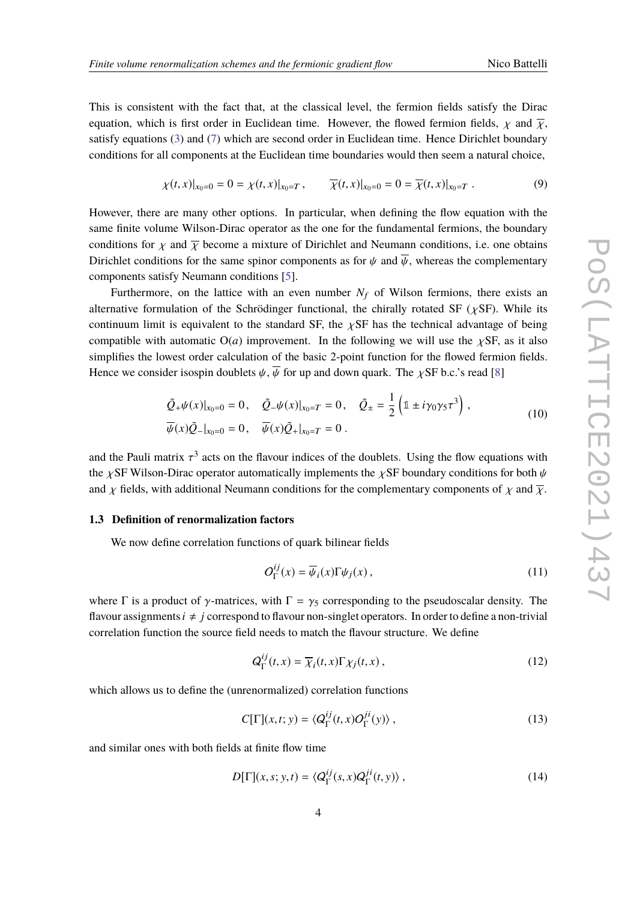This is consistent with the fact that, at the classical level, the fermion fields satisfy the Dirac equation, which is first order in Euclidean time. However, the flowed fermion fields, $\chi$ and $\overline{\chi}$, satisfy equations (3) and (7) which are second order in Euclidean time. Hence Dirichlet boundary conditions for all components at the Euclidean time boundaries would then seem a natural choice,

$$\chi(t,x)|_{x_0=0} = 0 = \chi(t,x)|_{x_0=T}\,, \qquad \overline{\chi}(t,x)|_{x_0=0} = 0 = \overline{\chi}(t,x)|_{x_0=T}\,. \tag{9}$$

However, there are many other options. In particular, when defining the flow equation with the same finite volume Wilson-Dirac operator as the one for the fundamental fermions, the boundary conditions for $\chi$ and $\overline{\chi}$ become a mixture of Dirichlet and Neumann conditions, i.e. one obtains Dirichlet conditions for the same spinor components as for $\psi$ and $\overline{\psi}$, whereas the complementary components satisfy Neumann conditions [5].

Furthermore, on the lattice with an even number $N_f$ of Wilson fermions, there exists an alternative formulation of the Schrödinger functional, the chirally rotated SF ($\chi$SF). While its continuum limit is equivalent to the standard SF, the $\chi$SF has the technical advantage of being compatible with automatic O($a$) improvement. In the following we will use the $\chi$SF, as it also simplifies the lowest order calculation of the basic 2-point function for the flowed fermion fields. Hence we consider isospin doublets $\psi, \overline{\psi}$ for up and down quark. The $\chi$SF b.c.'s read [8]

$$\begin{aligned}
&\tilde{Q}_{+}\psi(x)|_{x_0=0} = 0\,, \quad \tilde{Q}_{-}\psi(x)|_{x_0=T} = 0\,, \quad \tilde{Q}_{\pm} = \frac{1}{2}\left(\mathbb{1} \pm i\gamma_0\gamma_5\tau^3\right), \\
&\overline{\psi}(x)\tilde{Q}_{-}|_{x_0=0} = 0\,, \quad \overline{\psi}(x)\tilde{Q}_{+}|_{x_0=T} = 0\,.
\end{aligned} \tag{10}$$

and the Pauli matrix $\tau^3$ acts on the flavour indices of the doublets. Using the flow equations with the $\chi$SF Wilson-Dirac operator automatically implements the $\chi$SF boundary conditions for both $\psi$ and $\chi$ fields, with additional Neumann conditions for the complementary components of $\chi$ and $\overline{\chi}$.

### 1.3 Definition of renormalization factors

We now define correlation functions of quark bilinear fields

$$O_\Gamma^{ij}(x) = \overline{\psi}_i(x)\Gamma\psi_j(x)\,, \tag{11}$$

where $\Gamma$ is a product of $\gamma$-matrices, with $\Gamma = \gamma_5$ corresponding to the pseudoscalar density. The flavour assignments $i \neq j$ correspond to flavour non-singlet operators. In order to define a non-trivial correlation function the source field needs to match the flavour structure. We define

$$Q_\Gamma^{ij}(t,x) = \overline{\chi}_i(t,x)\Gamma\chi_j(t,x)\,, \tag{12}$$

which allows us to define the (unrenormalized) correlation functions

$$C[\Gamma](x,t;y) = \langle Q_\Gamma^{ij}(t,x)O_\Gamma^{ji}(y)\rangle\,, \tag{13}$$

and similar ones with both fields at finite flow time

$$D[\Gamma](x,s;y,t) = \langle Q_\Gamma^{ij}(s,x)Q_\Gamma^{ji}(t,y)\rangle\,, \tag{14}$$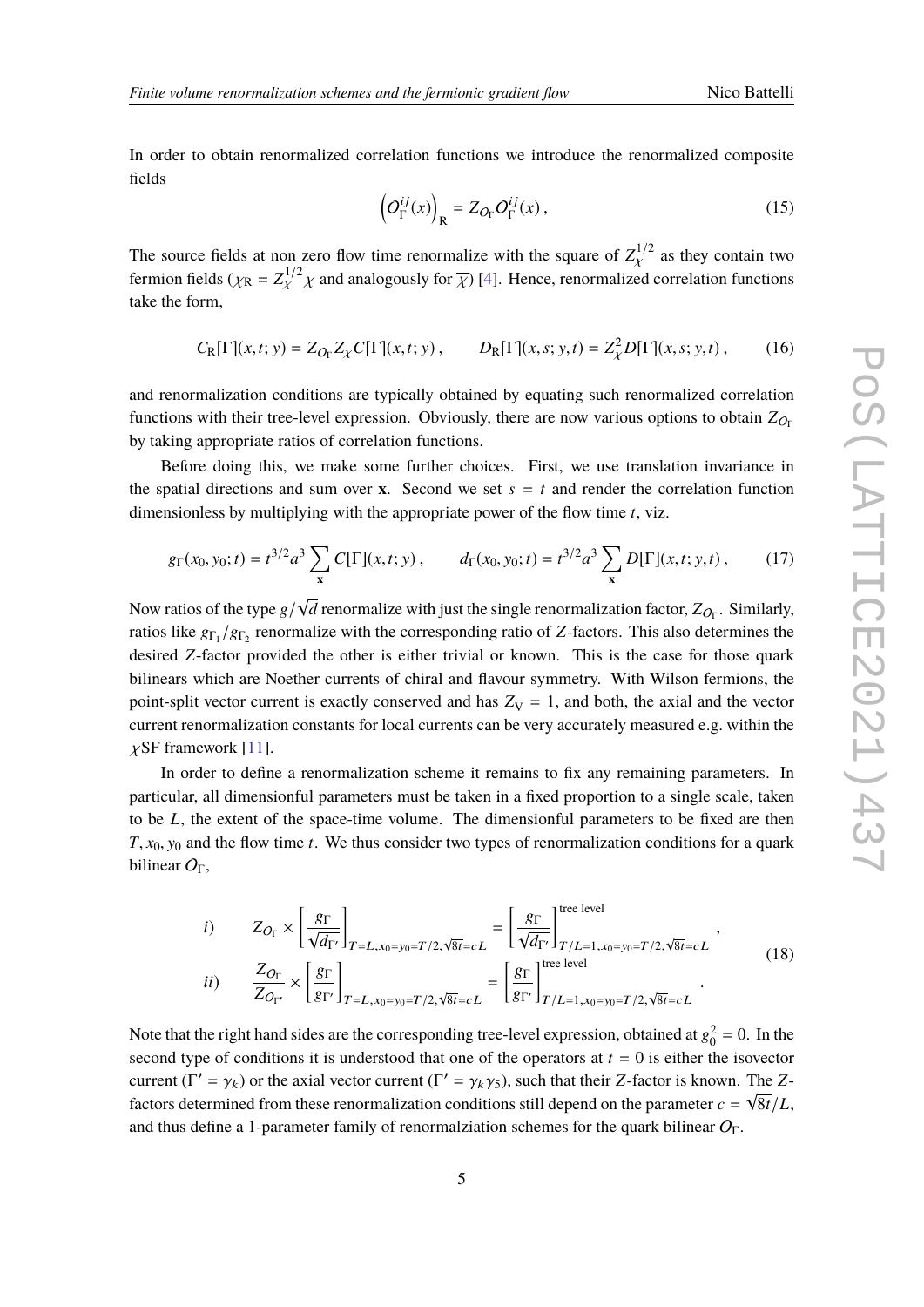In order to obtain renormalized correlation functions we introduce the renormalized composite fields

$$
\left(O_{\Gamma}^{ij}(x)\right)_{\mathrm{R}} = Z_{O_{\Gamma}} O_{\Gamma}^{ij}(x)\,, \tag{15}
$$

The source fields at non zero flow time renormalize with the square of $Z_{\chi}^{1/2}$ as they contain two fermion fields ($\chi_{\mathrm{R}} = Z_{\chi}^{1/2}\chi$ and analogously for $\overline{\chi}$) [4]. Hence, renormalized correlation functions take the form,

$$
C_{\mathrm{R}}[\Gamma](x,t;y) = Z_{O_{\Gamma}} Z_{\chi} C[\Gamma](x,t;y)\,, \qquad D_{\mathrm{R}}[\Gamma](x,s;y,t) = Z_{\chi}^{2} D[\Gamma](x,s;y,t)\,, \tag{16}
$$

and renormalization conditions are typically obtained by equating such renormalized correlation functions with their tree-level expression. Obviously, there are now various options to obtain $Z_{O_{\Gamma}}$ by taking appropriate ratios of correlation functions.

Before doing this, we make some further choices. First, we use translation invariance in the spatial directions and sum over $\mathbf{x}$. Second we set $s = t$ and render the correlation function dimensionless by multiplying with the appropriate power of the flow time $t$, viz.

$$
g_{\Gamma}(x_0,y_0;t) = t^{3/2} a^3 \sum_{\mathbf{x}} C[\Gamma](x,t;y)\,, \qquad d_{\Gamma}(x_0,y_0;t) = t^{3/2} a^3 \sum_{\mathbf{x}} D[\Gamma](x,t;y,t)\,, \tag{17}
$$

Now ratios of the type $g/\sqrt{d}$ renormalize with just the single renormalization factor, $Z_{O_{\Gamma}}$. Similarly, ratios like $g_{\Gamma_1}/g_{\Gamma_2}$ renormalize with the corresponding ratio of $Z$-factors. This also determines the desired $Z$-factor provided the other is either trivial or known. This is the case for those quark bilinears which are Noether currents of chiral and flavour symmetry. With Wilson fermions, the point-split vector current is exactly conserved and has $Z_{\tilde{\mathrm{V}}} = 1$, and both, the axial and the vector current renormalization constants for local currents can be very accurately measured e.g. within the $\chi$SF framework [11].

In order to define a renormalization scheme it remains to fix any remaining parameters. In particular, all dimensionful parameters must be taken in a fixed proportion to a single scale, taken to be $L$, the extent of the space-time volume. The dimensionful parameters to be fixed are then $T, x_0, y_0$ and the flow time $t$. We thus consider two types of renormalization conditions for a quark bilinear $O_{\Gamma}$,

$$
\begin{aligned}
i) \qquad & Z_{O_{\Gamma}} \times \left[\frac{g_{\Gamma}}{\sqrt{d_{\Gamma'}}}\right]_{T=L,x_0=y_0=T/2,\sqrt{8t}=cL} = \left[\frac{g_{\Gamma}}{\sqrt{d_{\Gamma'}}}\right]^{\text{tree level}}_{T/L=1,x_0=y_0=T/2,\sqrt{8t}=cL}\,, \\
ii) \qquad & \frac{Z_{O_{\Gamma}}}{Z_{O_{\Gamma'}}} \times \left[\frac{g_{\Gamma}}{g_{\Gamma'}}\right]_{T=L,x_0=y_0=T/2,\sqrt{8t}=cL} = \left[\frac{g_{\Gamma}}{g_{\Gamma'}}\right]^{\text{tree level}}_{T/L=1,x_0=y_0=T/2,\sqrt{8t}=cL}\,.
\end{aligned} \tag{18}
$$

Note that the right hand sides are the corresponding tree-level expression, obtained at $g_0^2 = 0$. In the second type of conditions it is understood that one of the operators at $t = 0$ is either the isovector current ($\Gamma' = \gamma_k$) or the axial vector current ($\Gamma' = \gamma_k\gamma_5$), such that their $Z$-factor is known. The $Z$-factors determined from these renormalization conditions still depend on the parameter $c = \sqrt{8t}/L$, and thus define a 1-parameter family of renormalziation schemes for the quark bilinear $O_{\Gamma}$.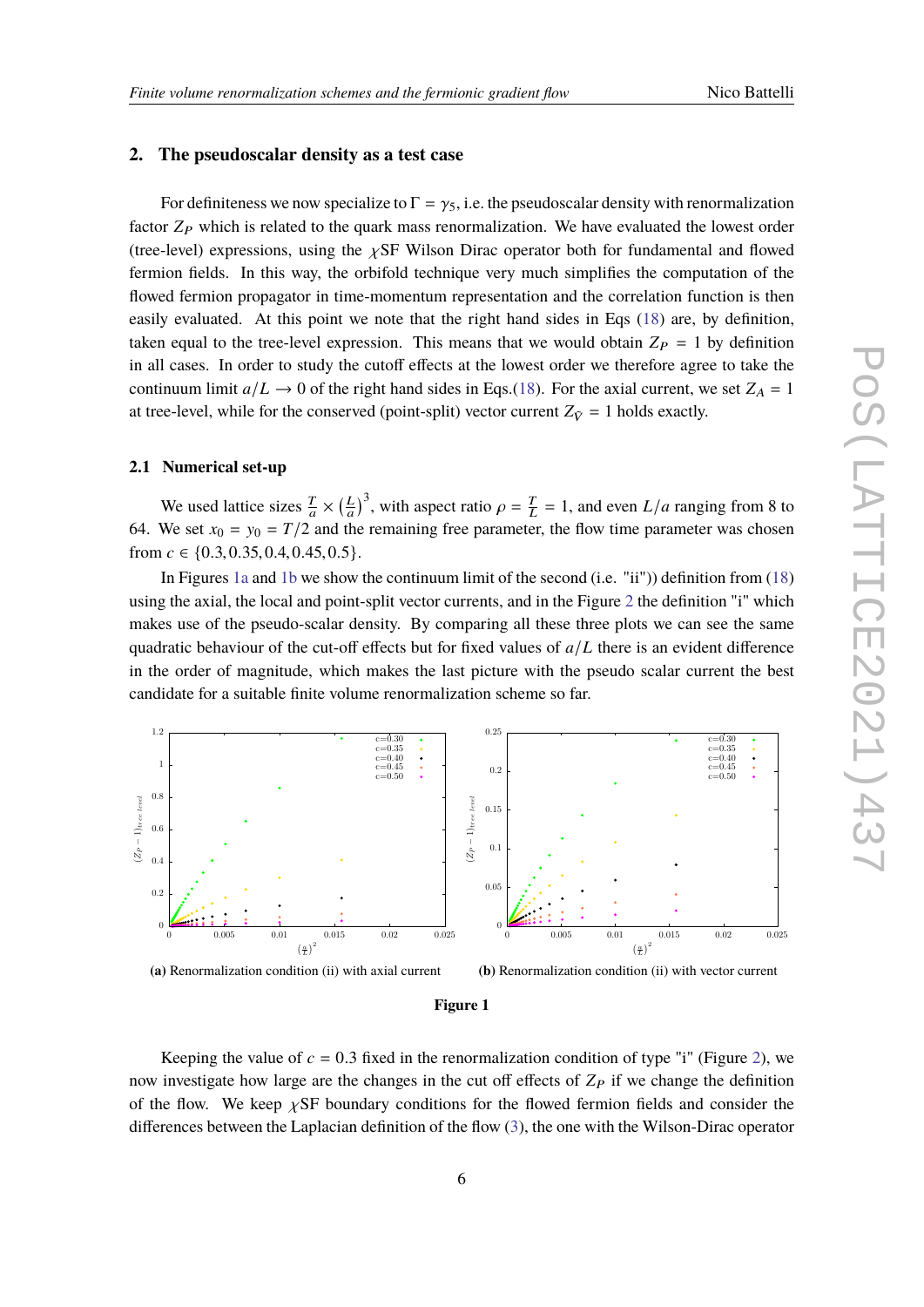## 2. The pseudoscalar density as a test case

For definiteness we now specialize to $\Gamma = \gamma_5$, i.e. the pseudoscalar density with renormalization factor $Z_P$ which is related to the quark mass renormalization. We have evaluated the lowest order (tree-level) expressions, using the $\chi$SF Wilson Dirac operator both for fundamental and flowed fermion fields. In this way, the orbifold technique very much simplifies the computation of the flowed fermion propagator in time-momentum representation and the correlation function is then easily evaluated. At this point we note that the right hand sides in Eqs (18) are, by definition, taken equal to the tree-level expression. This means that we would obtain $Z_P = 1$ by definition in all cases. In order to study the cutoff effects at the lowest order we therefore agree to take the continuum limit $a/L \to 0$ of the right hand sides in Eqs.(18). For the axial current, we set $Z_A = 1$ at tree-level, while for the conserved (point-split) vector current $Z_{\tilde{V}} = 1$ holds exactly.

### 2.1 Numerical set-up

We used lattice sizes $\frac{T}{a} \times \left(\frac{L}{a}\right)^3$, with aspect ratio $\rho = \frac{T}{L} = 1$, and even $L/a$ ranging from 8 to 64. We set $x_0 = y_0 = T/2$ and the remaining free parameter, the flow time parameter was chosen from $c \in \{0.3, 0.35, 0.4, 0.45, 0.5\}$.

In Figures 1a and 1b we show the continuum limit of the second (i.e. "ii")) definition from (18) using the axial, the local and point-split vector currents, and in the Figure 2 the definition "i" which makes use of the pseudo-scalar density. By comparing all these three plots we can see the same quadratic behaviour of the cut-off effects but for fixed values of $a/L$ there is an evident difference in the order of magnitude, which makes the last picture with the pseudo scalar current the best candidate for a suitable finite volume renormalization scheme so far.

$(Z_P - 1)_{tree\ level}$
1.2
1
0.8
0.6
0.4
0.2
0
0
0.005
0.01
0.015
0.02
0.025
$\left(\frac{a}{L}\right)^2$
c=0.30
c=0.35
c=0.40
c=0.45
c=0.50

**(a)** Renormalization condition (ii) with axial current

$(Z_P - 1)_{tree\ level}$
0.25
0.2
0.15
0.1
0.05
0
0
0.005
0.01
0.015
0.02
0.025
$\left(\frac{a}{L}\right)^2$
c=0.30
c=0.35
c=0.40
c=0.45
c=0.50

**(b)** Renormalization condition (ii) with vector current

**Figure 1**

Keeping the value of $c = 0.3$ fixed in the renormalization condition of type "i" (Figure 2), we now investigate how large are the changes in the cut off effects of $Z_P$ if we change the definition of the flow. We keep $\chi$SF boundary conditions for the flowed fermion fields and consider the differences between the Laplacian definition of the flow (3), the one with the Wilson-Dirac operator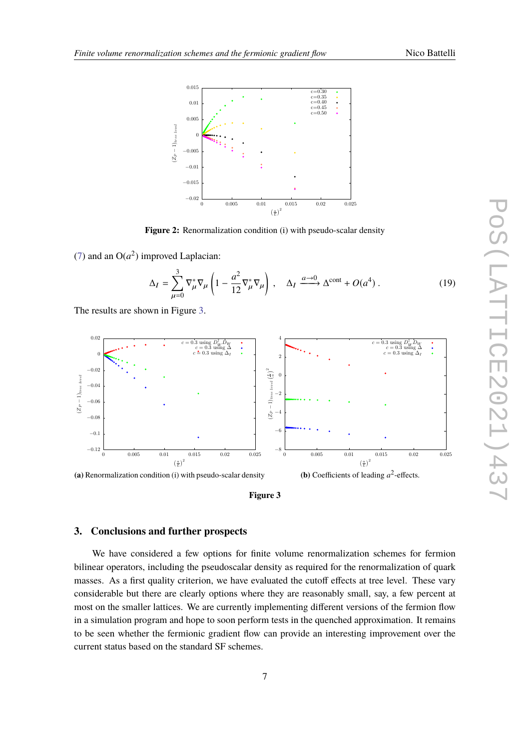0.015
0.01
0.005
0
−0.005
−0.01
−0.015
−0.02
0 0.005 0.01 0.015 0.02 0.025
$(\frac{a}{L})^2$
$(Z_P - 1)_{tree\ level}$
c=0.30
c=0.35
c=0.40
c=0.45
c=0.50

**Figure 2:** Renormalization condition (i) with pseudo-scalar density

(7) and an O($a^2$) improved Laplacian:

$$\Delta_I = \sum_{\mu=0}^{3} \nabla_\mu^* \nabla_\mu \left(1 - \frac{a^2}{12} \nabla_\mu^* \nabla_\mu\right) , \quad \Delta_I \xrightarrow{a \to 0} \Delta^{\text{cont}} + O(a^4) . \tag{19}$$

The results are shown in Figure 3.

0.02
0
−0.02
−0.04
−0.06
−0.08
−0.1
−0.12
0 0.005 0.01 0.015 0.02 0.025
$(\frac{a}{L})^2$
$(Z_P - 1)_{tree\ level}$
$c = 0.3$ using $D_W^\dagger D_W$
$c = 0.3$ using $\Delta$
$c = 0.3$ using $\Delta_I$

**(a)** Renormalization condition (i) with pseudo-scalar density

4
2
0
−2
−4
−6
−8
0 0.005 0.01 0.015 0.02 0.025
$(\frac{a}{L})^2$
$(Z_P - 1)_{tree\ level} \left(\frac{L}{a}\right)^2$
$c = 0.3$ using $D_W^\dagger D_W$
$c = 0.3$ using $\Delta$
$c = 0.3$ using $\Delta_I$

**(b)** Coefficients of leading $a^2$-effects.

**Figure 3**

## 3. Conclusions and further prospects

We have considered a few options for finite volume renormalization schemes for fermion bilinear operators, including the pseudoscalar density as required for the renormalization of quark masses. As a first quality criterion, we have evaluated the cutoff effects at tree level. These vary considerable but there are clearly options where they are reasonably small, say, a few percent at most on the smaller lattices. We are currently implementing different versions of the fermion flow in a simulation program and hope to soon perform tests in the quenched approximation. It remains to be seen whether the fermionic gradient flow can provide an interesting improvement over the current status based on the standard SF schemes.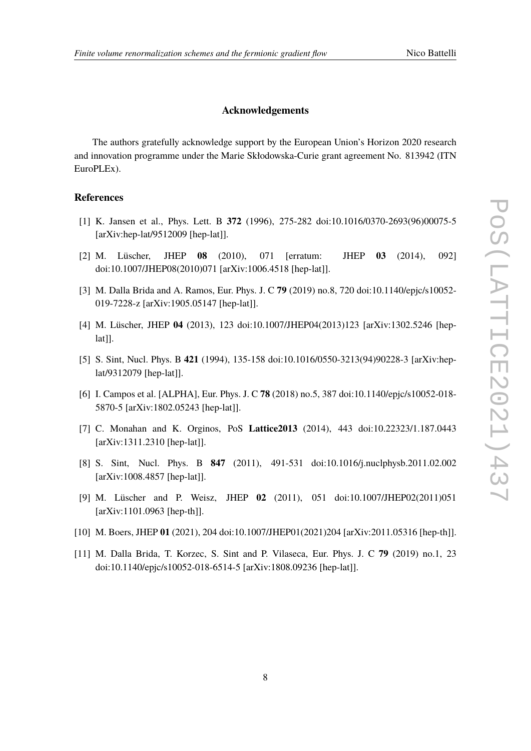#### Acknowledgements

The authors gratefully acknowledge support by the European Union's Horizon 2020 research and innovation programme under the Marie Skłodowska-Curie grant agreement No. 813942 (ITN EuroPLEx).

## References

[1] K. Jansen et al., Phys. Lett. B **372** (1996), 275-282 doi:10.1016/0370-2693(96)00075-5 [arXiv:hep-lat/9512009 [hep-lat]].

[2] M. Lüscher, JHEP **08** (2010), 071 [erratum: JHEP **03** (2014), 092] doi:10.1007/JHEP08(2010)071 [arXiv:1006.4518 [hep-lat]].

[3] M. Dalla Brida and A. Ramos, Eur. Phys. J. C **79** (2019) no.8, 720 doi:10.1140/epjc/s10052-019-7228-z [arXiv:1905.05147 [hep-lat]].

[4] M. Lüscher, JHEP **04** (2013), 123 doi:10.1007/JHEP04(2013)123 [arXiv:1302.5246 [hep-lat]].

[5] S. Sint, Nucl. Phys. B **421** (1994), 135-158 doi:10.1016/0550-3213(94)90228-3 [arXiv:hep-lat/9312079 [hep-lat]].

[6] I. Campos et al. [ALPHA], Eur. Phys. J. C **78** (2018) no.5, 387 doi:10.1140/epjc/s10052-018-5870-5 [arXiv:1802.05243 [hep-lat]].

[7] C. Monahan and K. Orginos, PoS **Lattice2013** (2014), 443 doi:10.22323/1.187.0443 [arXiv:1311.2310 [hep-lat]].

[8] S. Sint, Nucl. Phys. B **847** (2011), 491-531 doi:10.1016/j.nuclphysb.2011.02.002 [arXiv:1008.4857 [hep-lat]].

[9] M. Lüscher and P. Weisz, JHEP **02** (2011), 051 doi:10.1007/JHEP02(2011)051 [arXiv:1101.0963 [hep-th]].

[10] M. Boers, JHEP **01** (2021), 204 doi:10.1007/JHEP01(2021)204 [arXiv:2011.05316 [hep-th]].

[11] M. Dalla Brida, T. Korzec, S. Sint and P. Vilaseca, Eur. Phys. J. C **79** (2019) no.1, 23 doi:10.1140/epjc/s10052-018-6514-5 [arXiv:1808.09236 [hep-lat]].